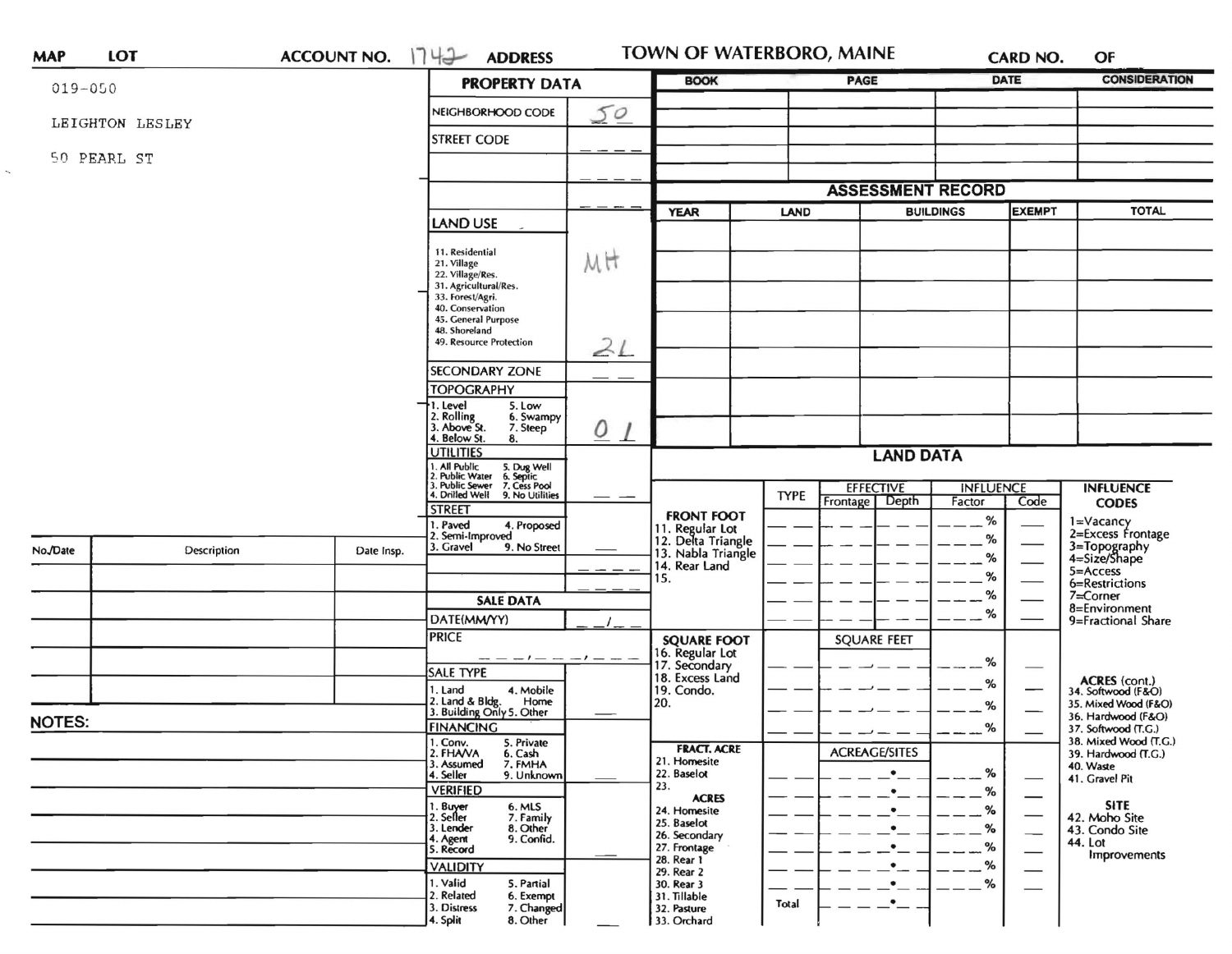**MAP** | **LOT** | **ACCOUNT NO.** 1742 | **ADDRESS** | TOWN OF WATERBORO, MAINE | **CARD NO.** | **OF**

019-050

LEIGHTON LESLEY

50 PEARL ST

## PROPERTY DATA

| | |
|---|---|
| NEIGHBORHOOD CODE | 50 |
| STREET CODE | |
| LAND USE | MH |
| 11. Residential<br>21. Village<br>22. Village/Res.<br>31. Agricultural/Res.<br>33. Forest/Agri.<br>40. Conservation<br>45. General Purpose<br>48. Shoreland<br>49. Resource Protection | 21 |
| SECONDARY ZONE | |
| TOPOGRAPHY<br>1. Level 5. Low<br>2. Rolling 6. Swampy<br>3. Above St. 7. Steep<br>4. Below St. 8. | 0 1 |
| UTILITIES<br>1. All Public 5. Dug Well<br>2. Public Water 6. Septic<br>3. Public Sewer 7. Cess Pool<br>4. Drilled Well 9. No Utilities | |
| STREET<br>1. Paved 4. Proposed<br>2. Semi-Improved<br>3. Gravel 9. No Street | |

## SALE DATA

| | |
|---|---|
| DATE(MM/YY) | |
| PRICE | |
| SALE TYPE<br>1. Land 4. Mobile Home<br>2. Land & Bldg. 5. Other<br>3. Building Only | |
| FINANCING<br>1. Conv. 5. Private<br>2. FHA/VA 6. Cash<br>3. Assumed 7. FMHA<br>4. Seller 9. Unknown | |
| VERIFIED<br>1. Buyer 6. MLS<br>2. Seller 7. Family<br>3. Lender 8. Other<br>4. Agent 9. Confid.<br>5. Record | |
| VALIDITY<br>1. Valid 5. Partial<br>2. Related 6. Exempt<br>3. Distress 7. Changed<br>4. Split 8. Other | |

| BOOK | PAGE | DATE | CONSIDERATION |
|---|---|---|---|
| | | | |

## ASSESSMENT RECORD

| YEAR | LAND | BUILDINGS | EXEMPT | TOTAL |
|---|---|---|---|---|
| | | | | |

## LAND DATA

| | TYPE | EFFECTIVE Frontage | EFFECTIVE Depth | INFLUENCE Factor | INFLUENCE Code |
|---|---|---|---|---|---|
| **FRONT FOOT**<br>11. Regular Lot<br>12. Delta Triangle<br>13. Nabla Triangle<br>14. Rear Land<br>15. | | | | % | |
| **SQUARE FOOT**<br>16. Regular Lot<br>17. Secondary<br>18. Excess Land<br>19. Condo.<br>20. | | SQUARE FEET | | % | |
| **FRACT. ACRE**<br>21. Homesite<br>22. Baselot<br>23.<br>**ACRES**<br>24. Homesite<br>25. Baselot<br>26. Secondary<br>27. Frontage<br>28. Rear 1<br>29. Rear 2<br>30. Rear 3<br>31. Tillable<br>32. Pasture<br>33. Orchard | Total | ACREAGE/SITES | | % | |

**INFLUENCE CODES**
1=Vacancy
2=Excess Frontage
3=Topography
4=Size/Shape
5=Access
6=Restrictions
7=Corner
8=Environment
9=Fractional Share

**ACRES (cont.)**
34. Softwood (F&O)
35. Mixed Wood (F&O)
36. Hardwood (F&O)
37. Softwood (T.G.)
38. Mixed Wood (T.G.)
39. Hardwood (T.G.)
40. Waste
41. Gravel Pit

**SITE**
42. Moho Site
43. Condo Site
44. Lot Improvements

| No./Date | Description | Date Insp. |
|---|---|---|
| | | |

**NOTES:**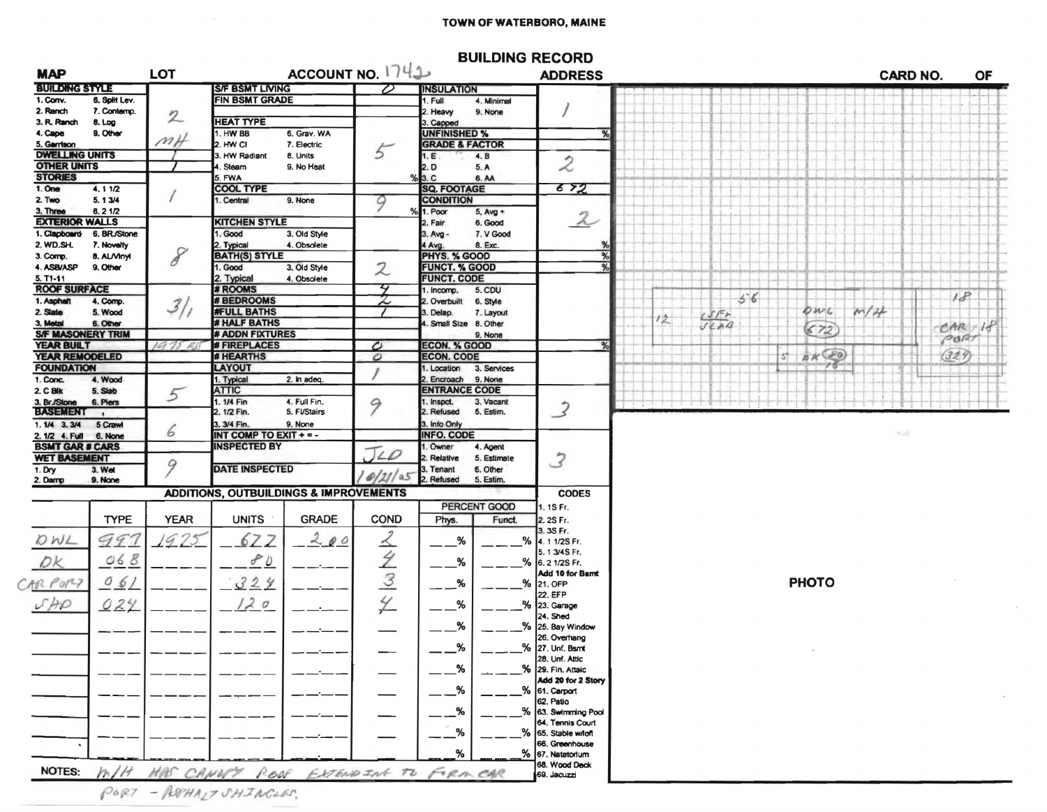TOWN OF WATERBORO, MAINE

# BUILDING RECORD

MAP | LOT | ACCOUNT NO. 1742 | ADDRESS | CARD NO. OF

| Field | Value | Field | Value | Field | Value |
|---|---|---|---|---|---|
| **BUILDING STYLE** 1. Conv. 2. Ranch 3. R. Ranch 4. Cape 5. Garrison 6. Split Lev. 7. Contemp. 8. Log 9. Other | 2 / mH | **S/F BSMT LIVING** | 0 | **INSULATION** 1. Full 2. Heavy 3. Capped 4. Minimal 9. None | 1 |
| **DWELLING UNITS** | 1 | **FIN BSMT GRADE** | | **UNFINISHED %** | % |
| **OTHER UNITS** | 1 | **HEAT TYPE** 1. HW BB 2. HW CI 3. HW Radiant 4. Steam 5. FWA 6. Grav. WA 7. Electric 8. Units 9. No Heat | 5 % | **GRADE & FACTOR** 1. E 2. D 3. C 4. B 5. A 6. AA | 2 |
| **STORIES** 1. One 2. Two 3. Three 4. 1 1/2 5. 1 3/4 6. 2 1/2 | 1 | **COOL TYPE** 1. Central 9. None | 9 % | **SQ. FOOTAGE** | 672 |
| **EXTERIOR WALLS** 1. Clapboard 2. WD.SH. 3. Comp. 4. ASB/ASP 5. T1-11 6. BR./Stone 7. Novelty 8. AL/Vinyl 9. Other | 8 | **KITCHEN STYLE** 1. Good 2. Typical 3. Old Style 4. Obsolete | | **CONDITION** 1. Poor 2. Fair 3. Avg - 4 Avg. 5. Avg + 6. Good 7. V Good 8. Exc. | 2 |
| | | **BATH(S) STYLE** 1. Good 2. Typical 3. Old Style 4. Obsolete | 2 | **PHYS. % GOOD** | % |
| | | | | **FUNCT. % GOOD** | % |
| **ROOF SURFACE** 1. Asphalt 2. Slate 3. Metal 4. Comp. 5. Wood 6. Other | 3/1 | **# ROOMS** | 4 | **FUNCT. CODE** 1. Incomp. 2. Overbuilt 3. Delap. 4. Small Size 5. CDU 6. Style 7. Layout 8. Other 9. None | |
| | | **# BEDROOMS** | 2 | | |
| | | **#FULL BATHS** | 1 | | |
| | | **# HALF BATHS** | | | |
| **S/F MASONERY TRIM** | | **# ADDN FIXTURES** | | | |
| **YEAR BUILT** | 1975 EST | **# FIREPLACES** | 0 | **ECON. % GOOD** | % |
| **YEAR REMODELED** | | **# HEARTHS** | 0 | **ECON. CODE** 1. Location 2. Encroach 3. Services 9. None | |
| **FOUNDATION** 1. Conc. 2. C Blk 3. Br./Stone 4. Wood 5. Slab 6. Piers | 5 | **LAYOUT** 1. Typical 2. In adeq. | 1 | | |
| | | **ATTIC** 1. 1/4 Fin 2. 1/2 Fin. 3. 3/4 Fin. 4. Full Fin. 5. Fl/Stairs 9. None | 9 | **ENTRANCE CODE** 1. Inspct. 2. Refused 3. Info Only 3. Vacant 5. Estim. | 3 |
| **BASEMENT** 1. 1/4 2. 1/2 3. 3/4 4. Full 5 Crawl 6. None | 6 | **INT COMP TO EXIT + = -** | | | |
| **BSMT GAR # CARS** | | **INSPECTED BY** | JLD | **INFO. CODE** 1. Owner 2. Relative 3. Tenant 2. Refused 4. Agent 5. Estimate 6. Other 5. Estim. | 3 |
| **WET BASEMENT** 1. Dry 2. Damp 3. Wet 9. None | 9 | **DATE INSPECTED** | 10/21/05 | | |

Sketch: 56 x 12 LSFH SLAB; DWL M/H (672); 18 x 18 CAR PORT (324); 5 x 16 DK (80)

## ADDITIONS, OUTBUILDINGS & IMPROVEMENTS

| | TYPE | YEAR | UNITS | GRADE | COND | PERCENT GOOD Phys. | PERCENT GOOD Funct. |
|---|---|---|---|---|---|---|---|
| DWL | 997 | 1925 | 672 | 2.00 | 2 | % | % |
| DK | 068 | | 80 | | 4 | % | % |
| CAR PORT | 061 | | 324 | | 3 | % | % |
| SHD | 024 | | 120 | | 4 | % | % |
| | | | | | | % | % |
| | | | | | | % | % |
| | | | | | | % | % |
| | | | | | | % | % |
| | | | | | | % | % |
| | | | | | | % | % |
| | | | | | | % | % |

**CODES**
1. 1S Fr.
2. 2S Fr.
3. 3S Fr.
4. 1 1/2S Fr.
5. 1 3/4S Fr.
6. 2 1/2S Fr.
Add 10 for Bsmt
21. OFP
22. EFP
23. Garage
24. Shed
25. Bay Window
26. Overhang
27. Unf. Bsmt
28. Unf. Attic
29. Fin. Attaic
Add 20 for 2 Story
61. Carport
62. Patio
63. Swimming Pool
64. Tennis Court
65. Stable w/loft
66. Greenhouse
67. Natatorium
68. Wood Deck
69. Jacuzzi

PHOTO

NOTES: M/H HAS CANOPY ROOF EXTENDING TO FORM CAR PORT - ASPHALT SHINGLES.